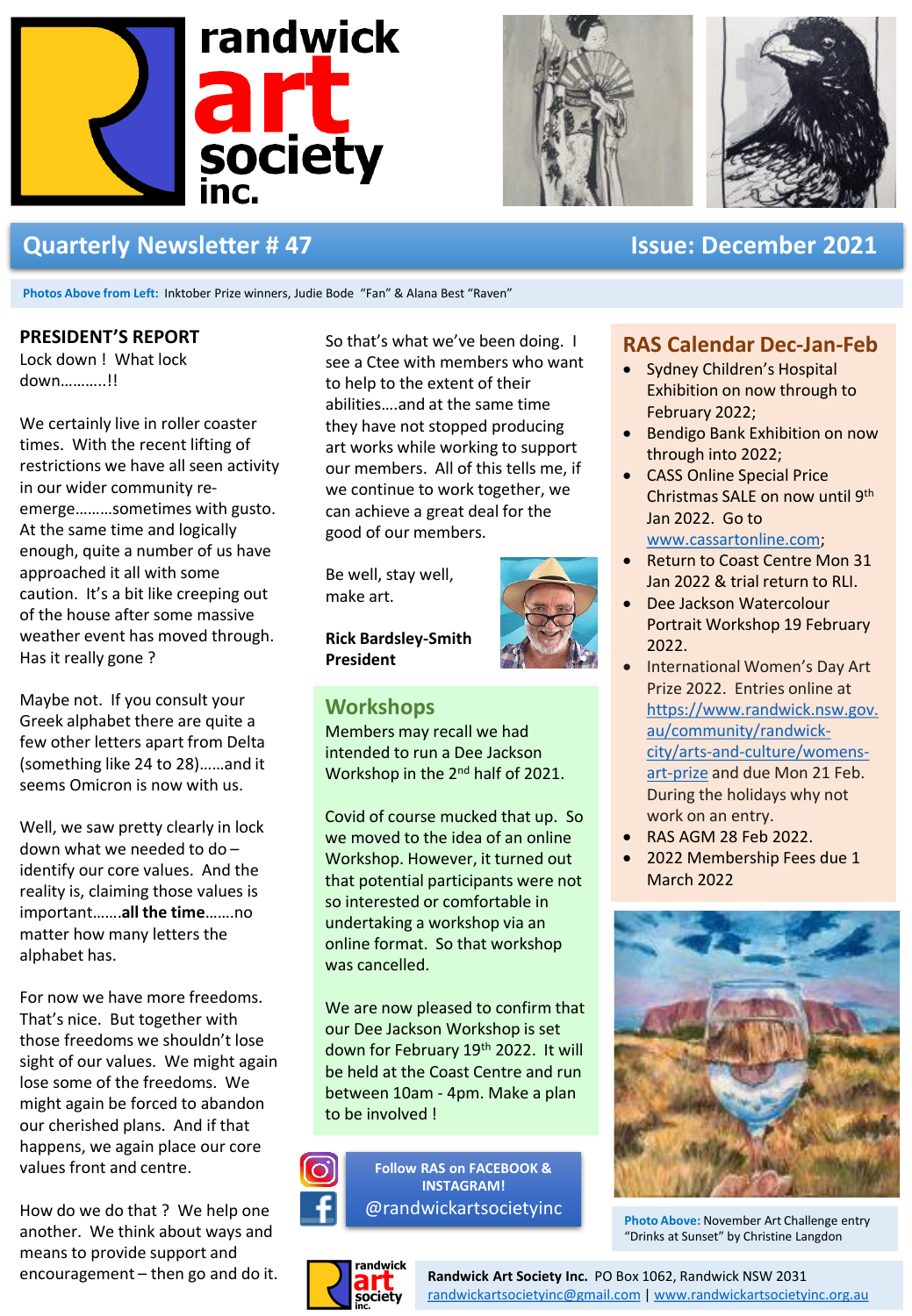# randwick art society inc.

## Quarterly Newsletter # 47 — Issue: December 2021

**Photos Above from Left:** Inktober Prize winners, Judie Bode "Fan" & Alana Best "Raven"

## PRESIDENT'S REPORT

Lock down ! What lock down………..!!

We certainly live in roller coaster times. With the recent lifting of restrictions we have all seen activity in our wider community re-emerge………sometimes with gusto. At the same time and logically enough, quite a number of us have approached it all with some caution. It's a bit like creeping out of the house after some massive weather event has moved through. Has it really gone ?

Maybe not. If you consult your Greek alphabet there are quite a few other letters apart from Delta (something like 24 to 28)……and it seems Omicron is now with us.

Well, we saw pretty clearly in lock down what we needed to do – identify our core values. And the reality is, claiming those values is important…….**all the time**…….no matter how many letters the alphabet has.

For now we have more freedoms. That's nice. But together with those freedoms we shouldn't lose sight of our values. We might again lose some of the freedoms. We might again be forced to abandon our cherished plans. And if that happens, we again place our core values front and centre.

How do we do that ? We help one another. We think about ways and means to provide support and encouragement – then go and do it.

So that's what we've been doing. I see a Ctee with members who want to help to the extent of their abilities….and at the same time they have not stopped producing art works while working to support our members. All of this tells me, if we continue to work together, we can achieve a great deal for the good of our members.

Be well, stay well, make art.

**Rick Bardsley-Smith**
**President**

## Workshops

Members may recall we had intended to run a Dee Jackson Workshop in the 2nd half of 2021.

Covid of course mucked that up. So we moved to the idea of an online Workshop. However, it turned out that potential participants were not so interested or comfortable in undertaking a workshop via an online format. So that workshop was cancelled.

We are now pleased to confirm that our Dee Jackson Workshop is set down for February 19th 2022. It will be held at the Coast Centre and run between 10am - 4pm. Make a plan to be involved !

**Follow RAS on FACEBOOK & INSTAGRAM!**
@randwickartsocietyinc

## RAS Calendar Dec-Jan-Feb

- Sydney Children's Hospital Exhibition on now through to February 2022;
- Bendigo Bank Exhibition on now through into 2022;
- CASS Online Special Price Christmas SALE on now until 9th Jan 2022. Go to www.cassartonline.com;
- Return to Coast Centre Mon 31 Jan 2022 & trial return to RLI.
- Dee Jackson Watercolour Portrait Workshop 19 February 2022.
- International Women's Day Art Prize 2022. Entries online at https://www.randwick.nsw.gov.au/community/randwick-city/arts-and-culture/womens-art-prize and due Mon 21 Feb. During the holidays why not work on an entry.
- RAS AGM 28 Feb 2022.
- 2022 Membership Fees due 1 March 2022

**Photo Above:** November Art Challenge entry "Drinks at Sunset" by Christine Langdon

**Randwick Art Society Inc.** PO Box 1062, Randwick NSW 2031
randwickartsocietyinc@gmail.com | www.randwickartsocietyinc.org.au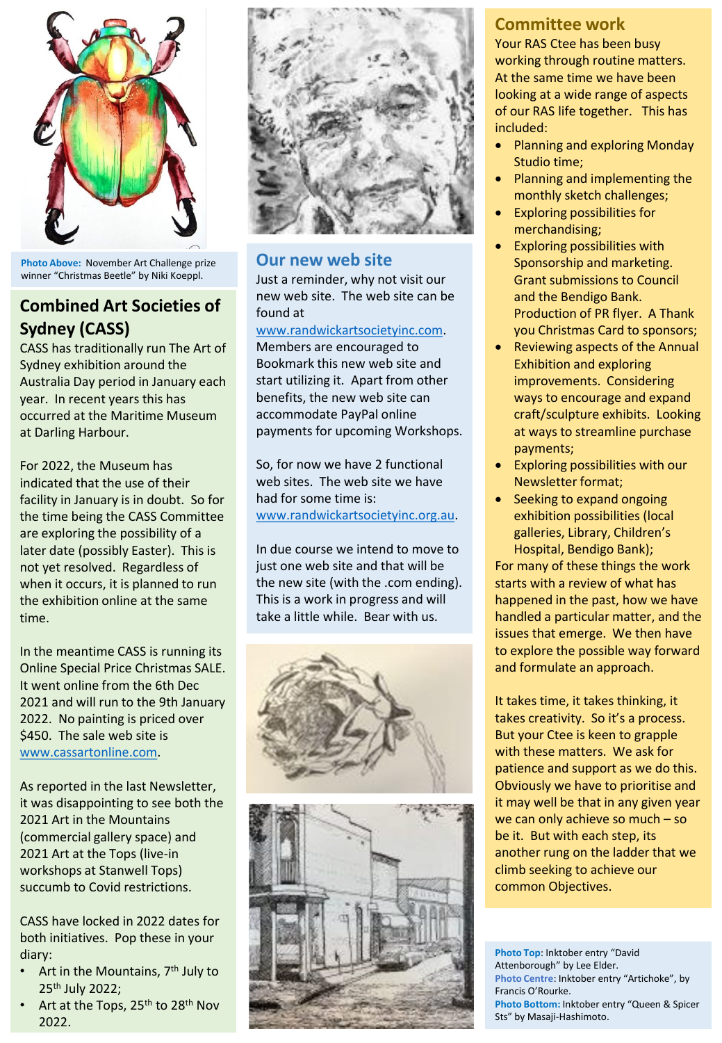**Photo Above:** November Art Challenge prize winner "Christmas Beetle" by Niki Koeppl.

## Combined Art Societies of Sydney (CASS)

CASS has traditionally run The Art of Sydney exhibition around the Australia Day period in January each year. In recent years this has occurred at the Maritime Museum at Darling Harbour.

For 2022, the Museum has indicated that the use of their facility in January is in doubt. So for the time being the CASS Committee are exploring the possibility of a later date (possibly Easter). This is not yet resolved. Regardless of when it occurs, it is planned to run the exhibition online at the same time.

In the meantime CASS is running its Online Special Price Christmas SALE. It went online from the 6th Dec 2021 and will run to the 9th January 2022. No painting is priced over $450. The sale web site is www.cassartonline.com.

As reported in the last Newsletter, it was disappointing to see both the 2021 Art in the Mountains (commercial gallery space) and 2021 Art at the Tops (live-in workshops at Stanwell Tops) succumb to Covid restrictions.

CASS have locked in 2022 dates for both initiatives. Pop these in your diary:

- Art in the Mountains, 7th July to 25th July 2022;
- Art at the Tops, 25th to 28th Nov 2022.

## Our new web site

Just a reminder, why not visit our new web site. The web site can be found at www.randwickartsocietyinc.com. Members are encouraged to Bookmark this new web site and start utilizing it. Apart from other benefits, the new web site can accommodate PayPal online payments for upcoming Workshops.

So, for now we have 2 functional web sites. The web site we have had for some time is: www.randwickartsocietyinc.org.au.

In due course we intend to move to just one web site and that will be the new site (with the .com ending). This is a work in progress and will take a little while. Bear with us.

## Committee work

Your RAS Ctee has been busy working through routine matters. At the same time we have been looking at a wide range of aspects of our RAS life together. This has included:

- Planning and exploring Monday Studio time;
- Planning and implementing the monthly sketch challenges;
- Exploring possibilities for merchandising;
- Exploring possibilities with Sponsorship and marketing. Grant submissions to Council and the Bendigo Bank. Production of PR flyer. A Thank you Christmas Card to sponsors;
- Reviewing aspects of the Annual Exhibition and exploring improvements. Considering ways to encourage and expand craft/sculpture exhibits. Looking at ways to streamline purchase payments;
- Exploring possibilities with our Newsletter format;
- Seeking to expand ongoing exhibition possibilities (local galleries, Library, Children's Hospital, Bendigo Bank);

For many of these things the work starts with a review of what has happened in the past, how we have handled a particular matter, and the issues that emerge. We then have to explore the possible way forward and formulate an approach.

It takes time, it takes thinking, it takes creativity. So it's a process. But your Ctee is keen to grapple with these matters. We ask for patience and support as we do this. Obviously we have to prioritise and it may well be that in any given year we can only achieve so much – so be it. But with each step, its another rung on the ladder that we climb seeking to achieve our common Objectives.

**Photo Top:** Inktober entry "David Attenborough" by Lee Elder.
**Photo Centre:** Inktober entry "Artichoke", by Francis O'Rourke.
**Photo Bottom:** Inktober entry "Queen & Spicer Sts" by Masaji-Hashimoto.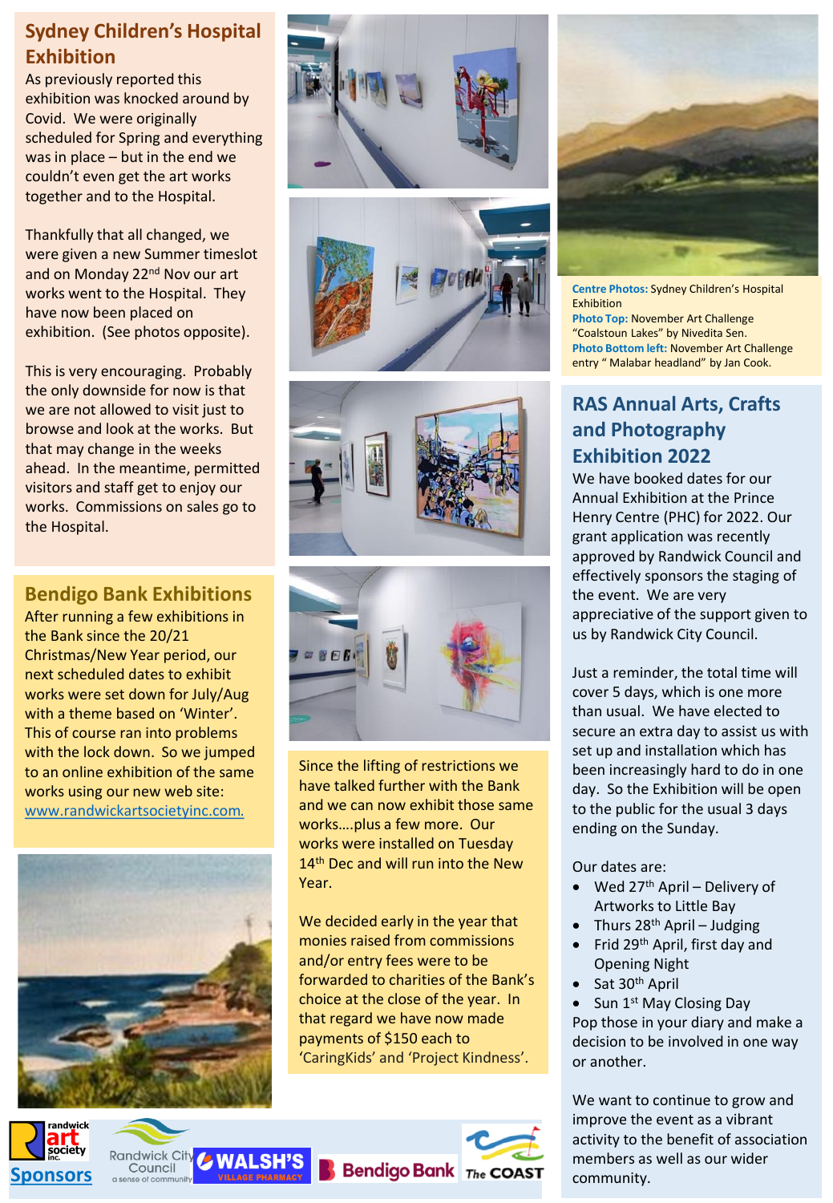## Sydney Children's Hospital Exhibition

As previously reported this exhibition was knocked around by Covid. We were originally scheduled for Spring and everything was in place – but in the end we couldn't even get the art works together and to the Hospital.

Thankfully that all changed, we were given a new Summer timeslot and on Monday 22nd Nov our art works went to the Hospital. They have now been placed on exhibition. (See photos opposite).

This is very encouraging. Probably the only downside for now is that we are not allowed to visit just to browse and look at the works. But that may change in the weeks ahead. In the meantime, permitted visitors and staff get to enjoy our works. Commissions on sales go to the Hospital.

## Bendigo Bank Exhibitions

After running a few exhibitions in the Bank since the 20/21 Christmas/New Year period, our next scheduled dates to exhibit works were set down for July/Aug with a theme based on 'Winter'. This of course ran into problems with the lock down. So we jumped to an online exhibition of the same works using our new web site: [www.randwickartsocietyinc.com.](www.randwickartsocietyinc.com)

Since the lifting of restrictions we have talked further with the Bank and we can now exhibit those same works….plus a few more. Our works were installed on Tuesday 14th Dec and will run into the New Year.

We decided early in the year that monies raised from commissions and/or entry fees were to be forwarded to charities of the Bank's choice at the close of the year. In that regard we have now made payments of $150 each to 'CaringKids' and 'Project Kindness'.

**Centre Photos:** Sydney Children's Hospital Exhibition
**Photo Top:** November Art Challenge "Coalstoun Lakes" by Nivedita Sen.
**Photo Bottom left:** November Art Challenge entry " Malabar headland" by Jan Cook.

## RAS Annual Arts, Crafts and Photography Exhibition 2022

We have booked dates for our Annual Exhibition at the Prince Henry Centre (PHC) for 2022. Our grant application was recently approved by Randwick Council and effectively sponsors the staging of the event. We are very appreciative of the support given to us by Randwick City Council.

Just a reminder, the total time will cover 5 days, which is one more than usual. We have elected to secure an extra day to assist us with set up and installation which has been increasingly hard to do in one day. So the Exhibition will be open to the public for the usual 3 days ending on the Sunday.

Our dates are:

- Wed 27th April – Delivery of Artworks to Little Bay
- Thurs 28th April – Judging
- Frid 29th April, first day and Opening Night
- Sat 30th April
- Sun 1st May Closing Day

Pop those in your diary and make a decision to be involved in one way or another.

We want to continue to grow and improve the event as a vibrant activity to the benefit of association members as well as our wider community.

**Sponsors**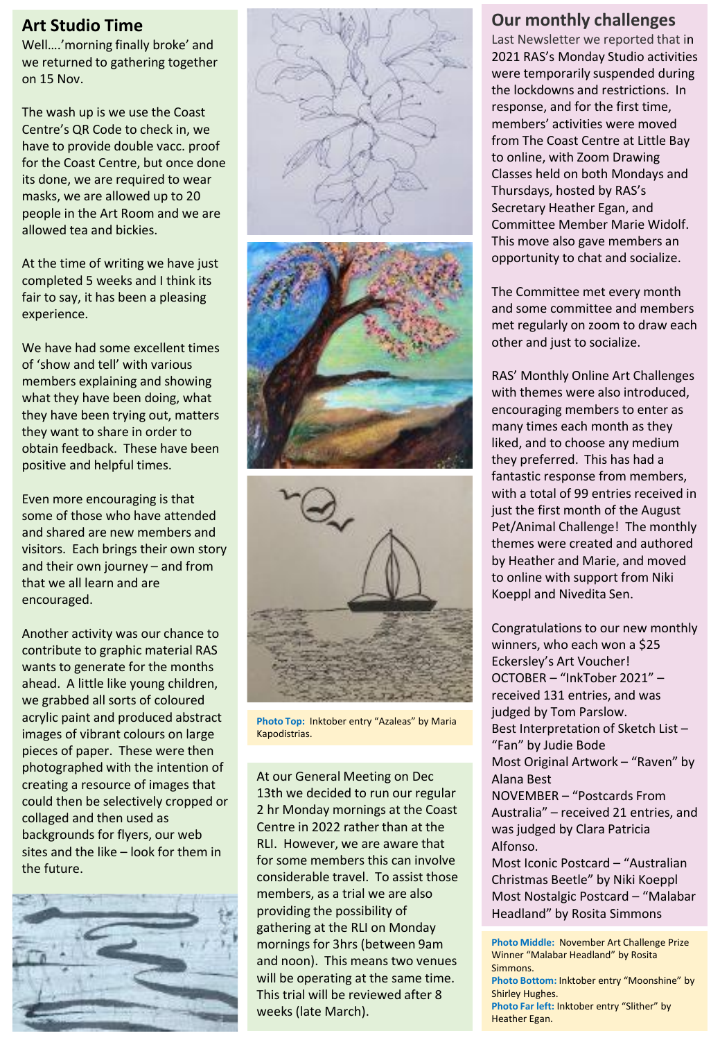## Art Studio Time

Well….'morning finally broke' and we returned to gathering together on 15 Nov.

The wash up is we use the Coast Centre's QR Code to check in, we have to provide double vacc. proof for the Coast Centre, but once done its done, we are required to wear masks, we are allowed up to 20 people in the Art Room and we are allowed tea and bickies.

At the time of writing we have just completed 5 weeks and I think its fair to say, it has been a pleasing experience.

We have had some excellent times of 'show and tell' with various members explaining and showing what they have been doing, what they have been trying out, matters they want to share in order to obtain feedback. These have been positive and helpful times.

Even more encouraging is that some of those who have attended and shared are new members and visitors. Each brings their own story and their own journey – and from that we all learn and are encouraged.

Another activity was our chance to contribute to graphic material RAS wants to generate for the months ahead. A little like young children, we grabbed all sorts of coloured acrylic paint and produced abstract images of vibrant colours on large pieces of paper. These were then photographed with the intention of creating a resource of images that could then be selectively cropped or collaged and then used as backgrounds for flyers, our web sites and the like – look for them in the future.

**Photo Top:** Inktober entry "Azaleas" by Maria Kapodistrias.

At our General Meeting on Dec 13th we decided to run our regular 2 hr Monday mornings at the Coast Centre in 2022 rather than at the RLI. However, we are aware that for some members this can involve considerable travel. To assist those members, as a trial we are also providing the possibility of gathering at the RLI on Monday mornings for 3hrs (between 9am and noon). This means two venues will be operating at the same time. This trial will be reviewed after 8 weeks (late March).

## Our monthly challenges

Last Newsletter we reported that in 2021 RAS's Monday Studio activities were temporarily suspended during the lockdowns and restrictions. In response, and for the first time, members' activities were moved from The Coast Centre at Little Bay to online, with Zoom Drawing Classes held on both Mondays and Thursdays, hosted by RAS's Secretary Heather Egan, and Committee Member Marie Widolf. This move also gave members an opportunity to chat and socialize.

The Committee met every month and some committee and members met regularly on zoom to draw each other and just to socialize.

RAS' Monthly Online Art Challenges with themes were also introduced, encouraging members to enter as many times each month as they liked, and to choose any medium they preferred. This has had a fantastic response from members, with a total of 99 entries received in just the first month of the August Pet/Animal Challenge! The monthly themes were created and authored by Heather and Marie, and moved to online with support from Niki Koeppl and Nivedita Sen.

Congratulations to our new monthly winners, who each won a $25 Eckersley's Art Voucher!
OCTOBER – "InkTober 2021" – received 131 entries, and was judged by Tom Parslow.
Best Interpretation of Sketch List – "Fan" by Judie Bode
Most Original Artwork – "Raven" by Alana Best
NOVEMBER – "Postcards From Australia" – received 21 entries, and was judged by Clara Patricia Alfonso.
Most Iconic Postcard – "Australian Christmas Beetle" by Niki Koeppl
Most Nostalgic Postcard – "Malabar Headland" by Rosita Simmons

**Photo Middle:** November Art Challenge Prize Winner "Malabar Headland" by Rosita Simmons.
**Photo Bottom:** Inktober entry "Moonshine" by Shirley Hughes.
**Photo Far left:** Inktober entry "Slither" by Heather Egan.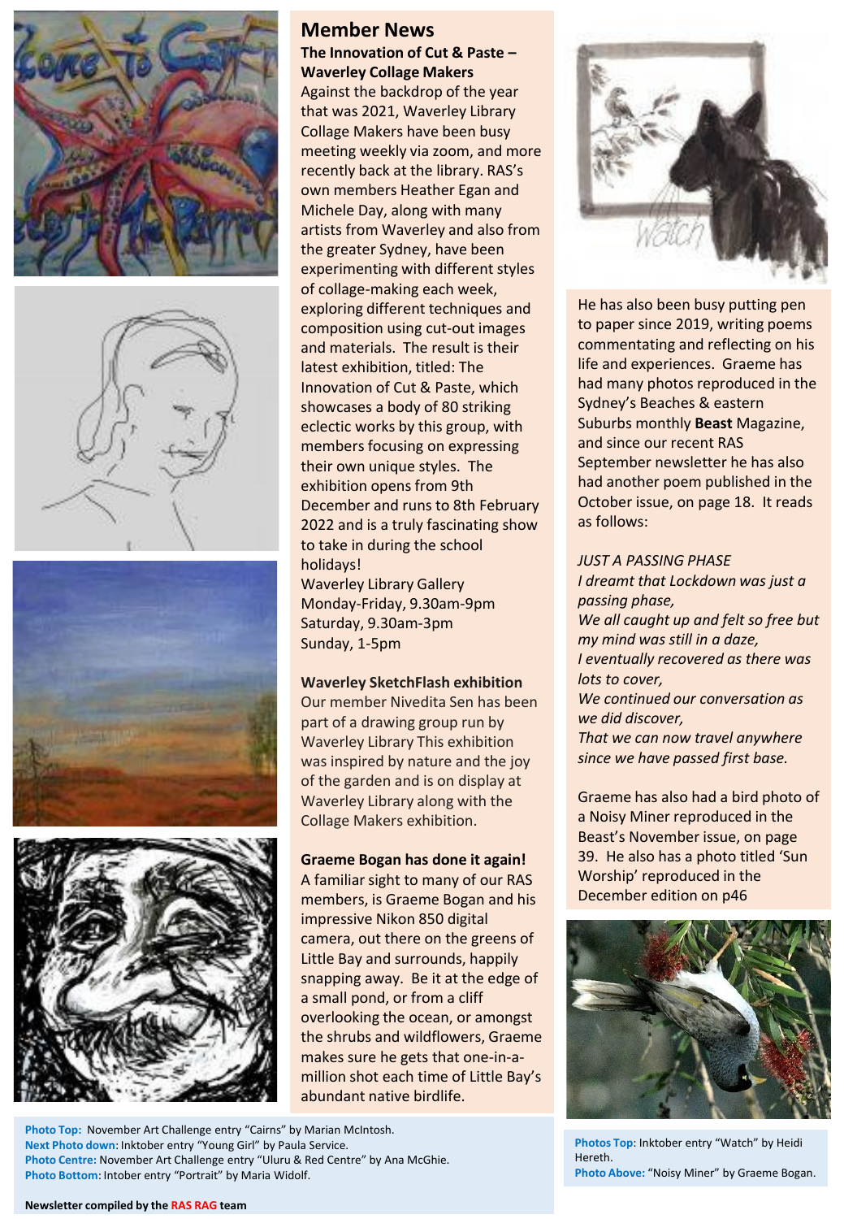## Member News

### The Innovation of Cut & Paste – Waverley Collage Makers

Against the backdrop of the year that was 2021, Waverley Library Collage Makers have been busy meeting weekly via zoom, and more recently back at the library. RAS's own members Heather Egan and Michele Day, along with many artists from Waverley and also from the greater Sydney, have been experimenting with different styles of collage-making each week, exploring different techniques and composition using cut-out images and materials. The result is their latest exhibition, titled: The Innovation of Cut & Paste, which showcases a body of 80 striking eclectic works by this group, with members focusing on expressing their own unique styles. The exhibition opens from 9th December and runs to 8th February 2022 and is a truly fascinating show to take in during the school holidays!

Waverley Library Gallery
Monday-Friday, 9.30am-9pm
Saturday, 9.30am-3pm
Sunday, 1-5pm

### Waverley SketchFlash exhibition

Our member Nivedita Sen has been part of a drawing group run by Waverley Library This exhibition was inspired by nature and the joy of the garden and is on display at Waverley Library along with the Collage Makers exhibition.

### Graeme Bogan has done it again!

A familiar sight to many of our RAS members, is Graeme Bogan and his impressive Nikon 850 digital camera, out there on the greens of Little Bay and surrounds, happily snapping away. Be it at the edge of a small pond, or from a cliff overlooking the ocean, or amongst the shrubs and wildflowers, Graeme makes sure he gets that one-in-a-million shot each time of Little Bay's abundant native birdlife.

He has also been busy putting pen to paper since 2019, writing poems commentating and reflecting on his life and experiences. Graeme has had many photos reproduced in the Sydney's Beaches & eastern Suburbs monthly **Beast** Magazine, and since our recent RAS September newsletter he has also had another poem published in the October issue, on page 18. It reads as follows:

*JUST A PASSING PHASE*
*I dreamt that Lockdown was just a passing phase,*
*We all caught up and felt so free but my mind was still in a daze,*
*I eventually recovered as there was lots to cover,*
*We continued our conversation as we did discover,*
*That we can now travel anywhere since we have passed first base.*

Graeme has also had a bird photo of a Noisy Miner reproduced in the Beast's November issue, on page 39. He also has a photo titled 'Sun Worship' reproduced in the December edition on p46

**Photo Top:** November Art Challenge entry "Cairns" by Marian McIntosh.
**Next Photo down:** Inktober entry "Young Girl" by Paula Service.
**Photo Centre:** November Art Challenge entry "Uluru & Red Centre" by Ana McGhie.
**Photo Bottom:** Intober entry "Portrait" by Maria Widolf.

**Photos Top:** Inktober entry "Watch" by Heidi Hereth.
**Photo Above:** "Noisy Miner" by Graeme Bogan.

**Newsletter compiled by the RAS RAG team**